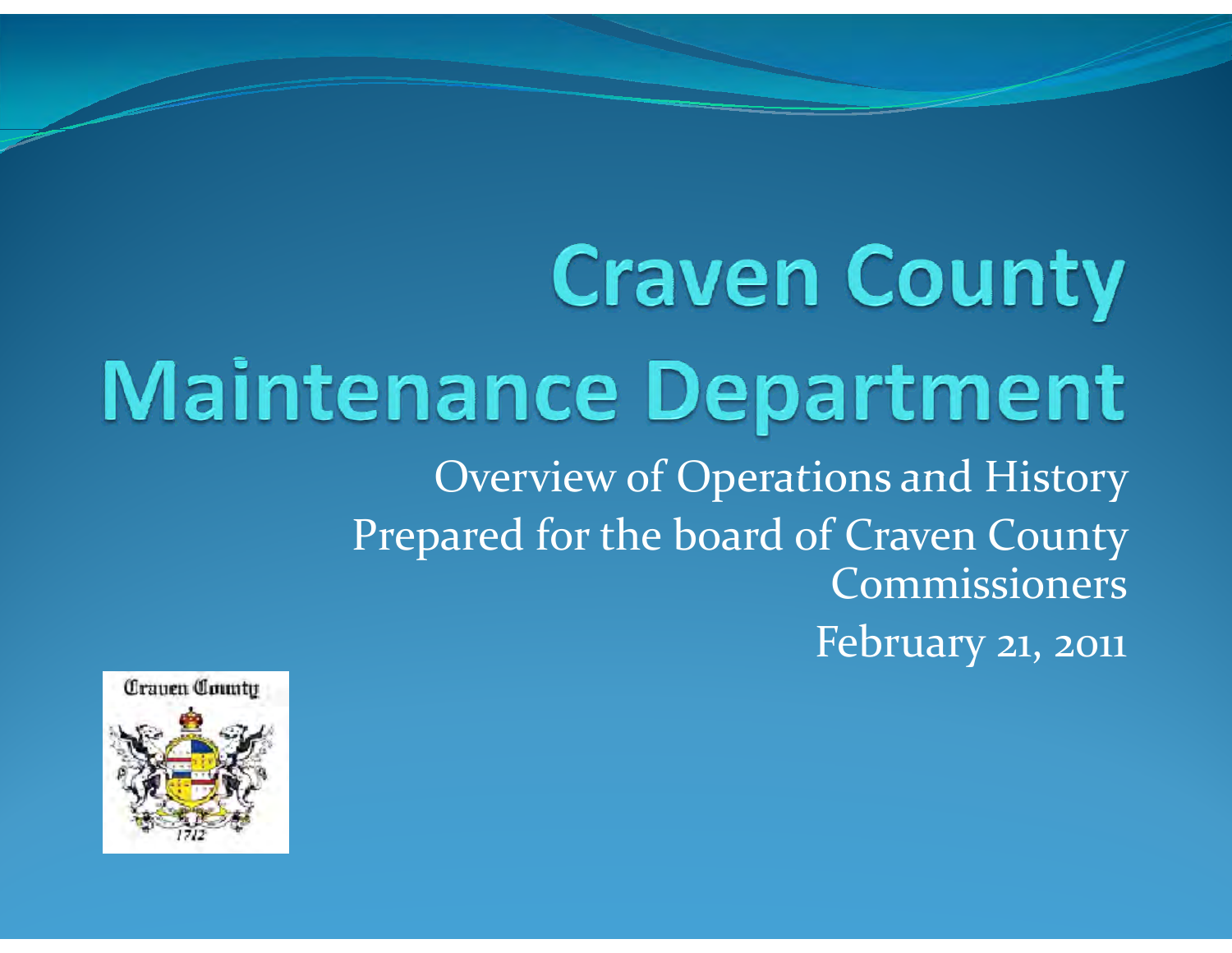# Craven County Maintenance Department

Overview of Operations and History

Prepared for the board of Craven County Commissioners

February 21, 2011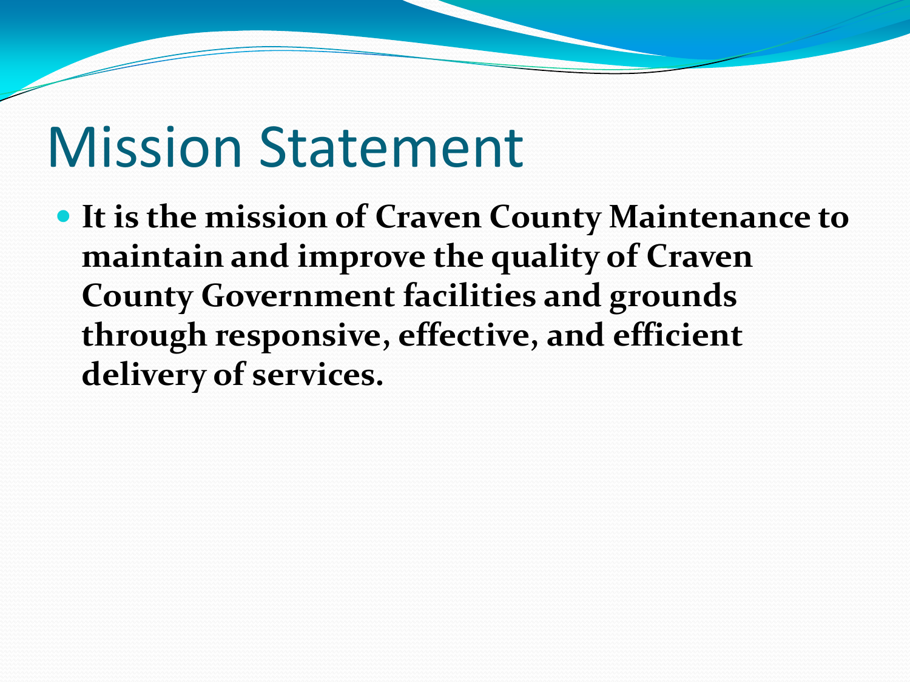# Mission Statement

- **It is the mission of Craven County Maintenance to maintain and improve the quality of Craven County Government facilities and grounds through responsive, effective, and efficient delivery of services.**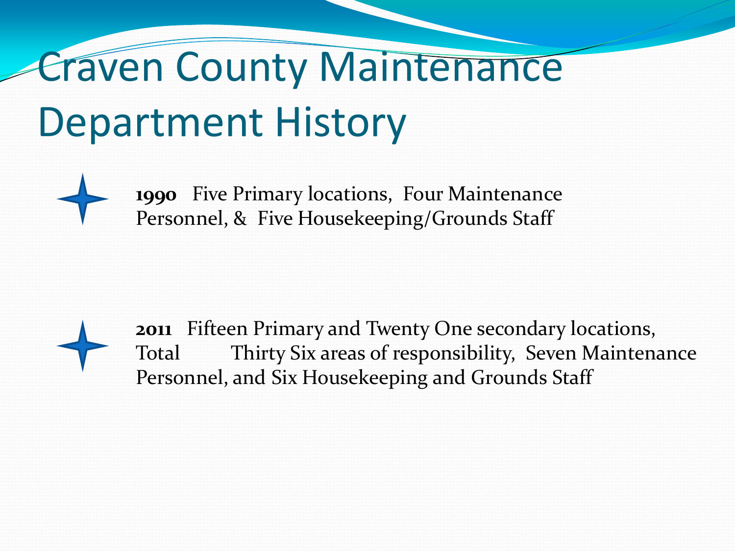# Craven County Maintenance Department History

- **1990** Five Primary locations, Four Maintenance Personnel, & Five Housekeeping/Grounds Staff

- **2011** Fifteen Primary and Twenty One secondary locations, Total Thirty Six areas of responsibility, Seven Maintenance Personnel, and Six Housekeeping and Grounds Staff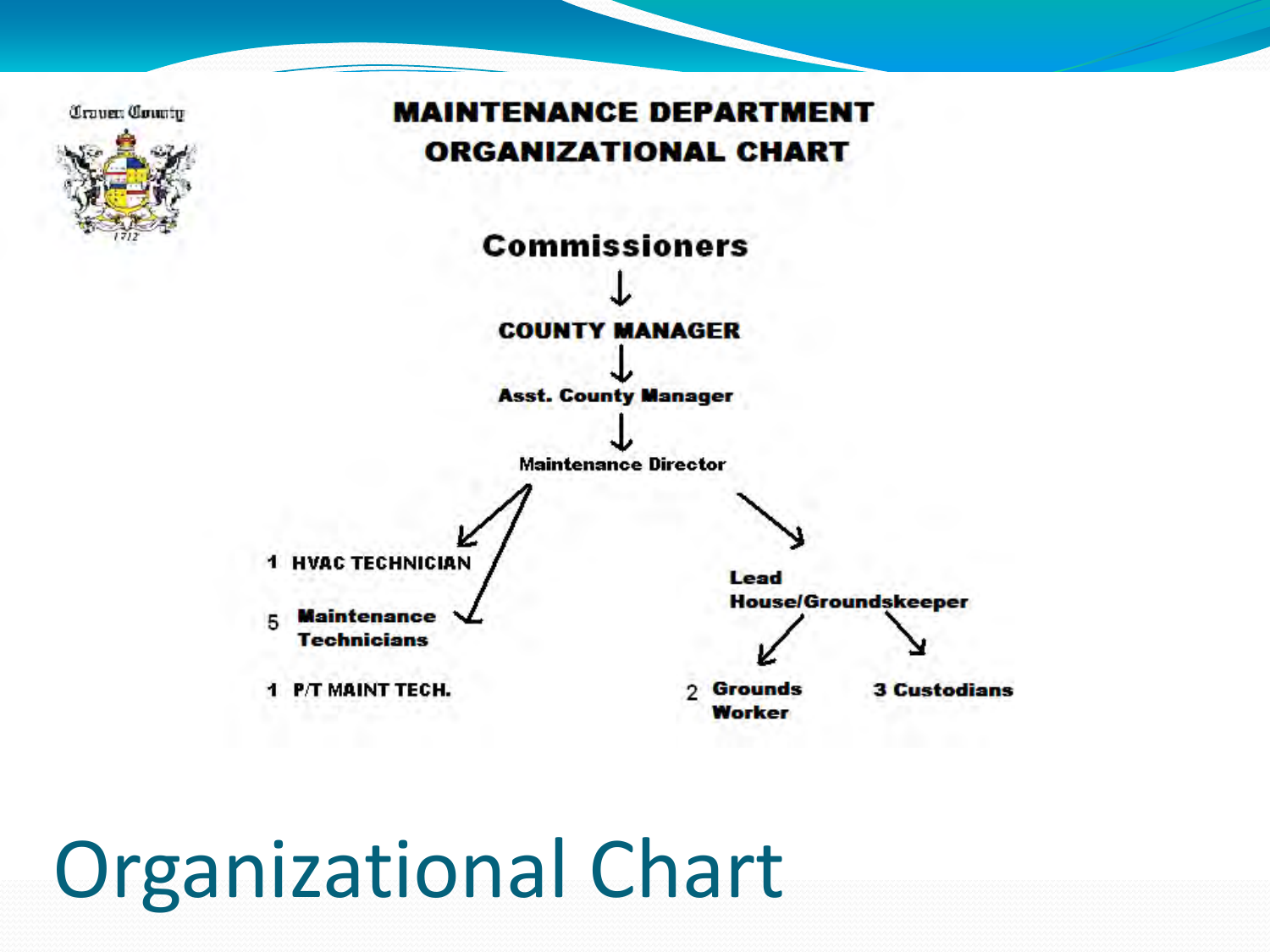Craven County

# MAINTENANCE DEPARTMENT ORGANIZATIONAL CHART

**Commissioners**

↓

**COUNTY MANAGER**

↓

**Asst. County Manager**

↓

**Maintenance Director**

- 1 HVAC TECHNICIAN
- 5 Maintenance Technicians
- 1 P/T MAINT TECH.

- Lead House/Groundskeeper
  - 2 Grounds Worker
  - 3 Custodians

# Organizational Chart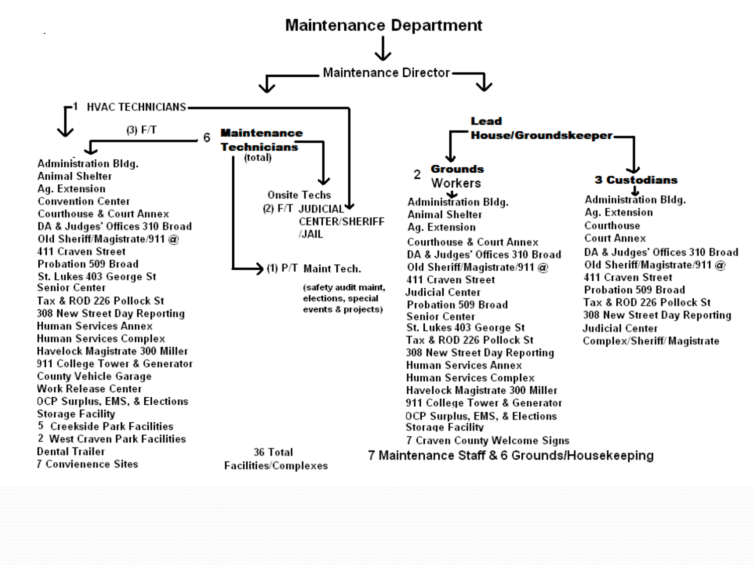# Maintenance Department

## Maintenance Director

### 6 Maintenance Technicians (total)

**1 HVAC TECHNICIANS**

**(3) F/T**

- Administration Bldg.
- Animal Shelter
- Ag. Extension
- Convention Center
- Courthouse & Court Annex
- DA & Judges' Offices 310 Broad
- Old Sheriff/Magistrate/911 @ 411 Craven Street
- Probation 509 Broad
- St. Lukes 403 George St
- Senior Center
- Tax & ROD 226 Pollock St
- 308 New Street Day Reporting
- Human Services Annex
- Human Services Complex
- Havelock Magistrate 300 Miller
- 911 College Tower & Generator
- County Vehicle Garage
- Work Release Center
- OCP Surplus, EMS, & Elections Storage Facility
- 5 Creekside Park Facilities
- 2 West Craven Park Facilities
- Dental Trailer
- 7 Convienence Sites

**Onsite Techs**

(2) F/T JUDICIAL CENTER/SHERIFF /JAIL

**(1) P/T Maint Tech.**

(safety audit maint, elections, special events & projects)

36 Total Facilities/Complexes

### Lead House/Groundskeeper

**2 Grounds Workers**

- Administration Bldg.
- Animal Shelter
- Ag. Extension
- Courthouse & Court Annex
- DA & Judges' Offices 310 Broad
- Old Sheriff/Magistrate/911 @ 411 Craven Street
- Judicial Center
- Probation 509 Broad
- Senior Center
- St. Lukes 403 George St
- Tax & ROD 226 Pollock St
- 308 New Street Day Reporting
- Human Services Annex
- Human Services Complex
- Havelock Magistrate 300 Miller
- 911 College Tower & Generator
- OCP Surplus, EMS, & Elections Storage Facility
- 7 Craven County Welcome Signs

**3 Custodians**

- Administration Bldg.
- Ag. Extension
- Courthouse
- Court Annex
- DA & Judges' Offices 310 Broad
- Old Sheriff/Magistrate/911 @ 411 Craven Street
- Probation 509 Broad
- Tax & ROD 226 Pollock St
- 308 New Street Day Reporting
- Judicial Center Complex/Sheriff/ Magistrate

7 Maintenance Staff & 6 Grounds/Housekeeping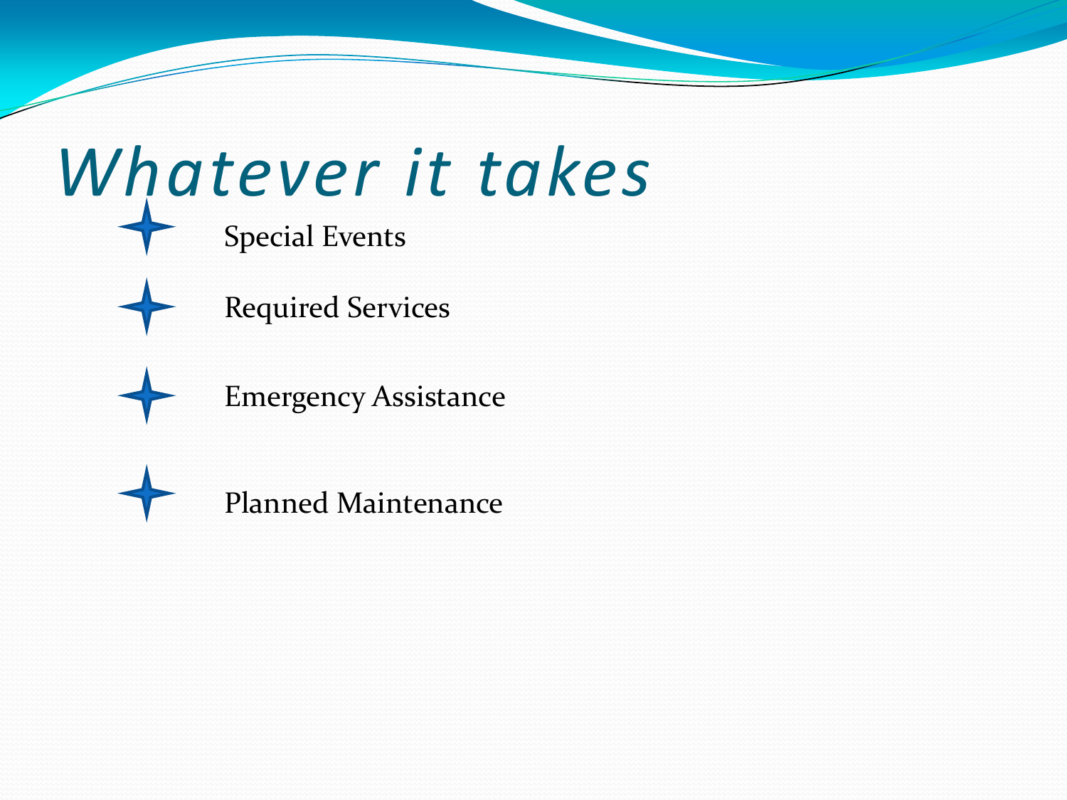# *Whatever it takes*

- Special Events
- Required Services
- Emergency Assistance
- Planned Maintenance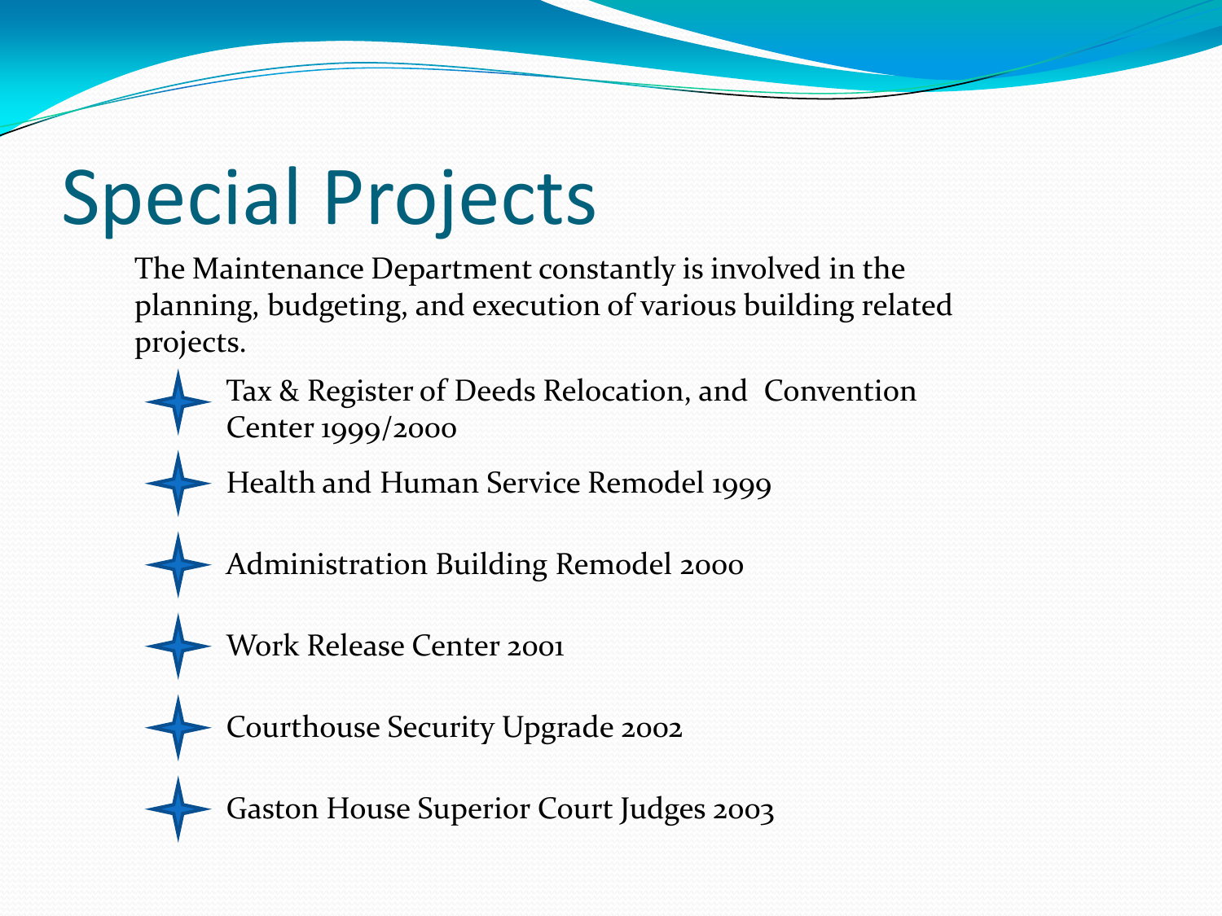# Special Projects

The Maintenance Department constantly is involved in the planning, budgeting, and execution of various building related projects.

- Tax & Register of Deeds Relocation, and Convention Center 1999/2000
- Health and Human Service Remodel 1999
- Administration Building Remodel 2000
- Work Release Center 2001
- Courthouse Security Upgrade 2002
- Gaston House Superior Court Judges 2003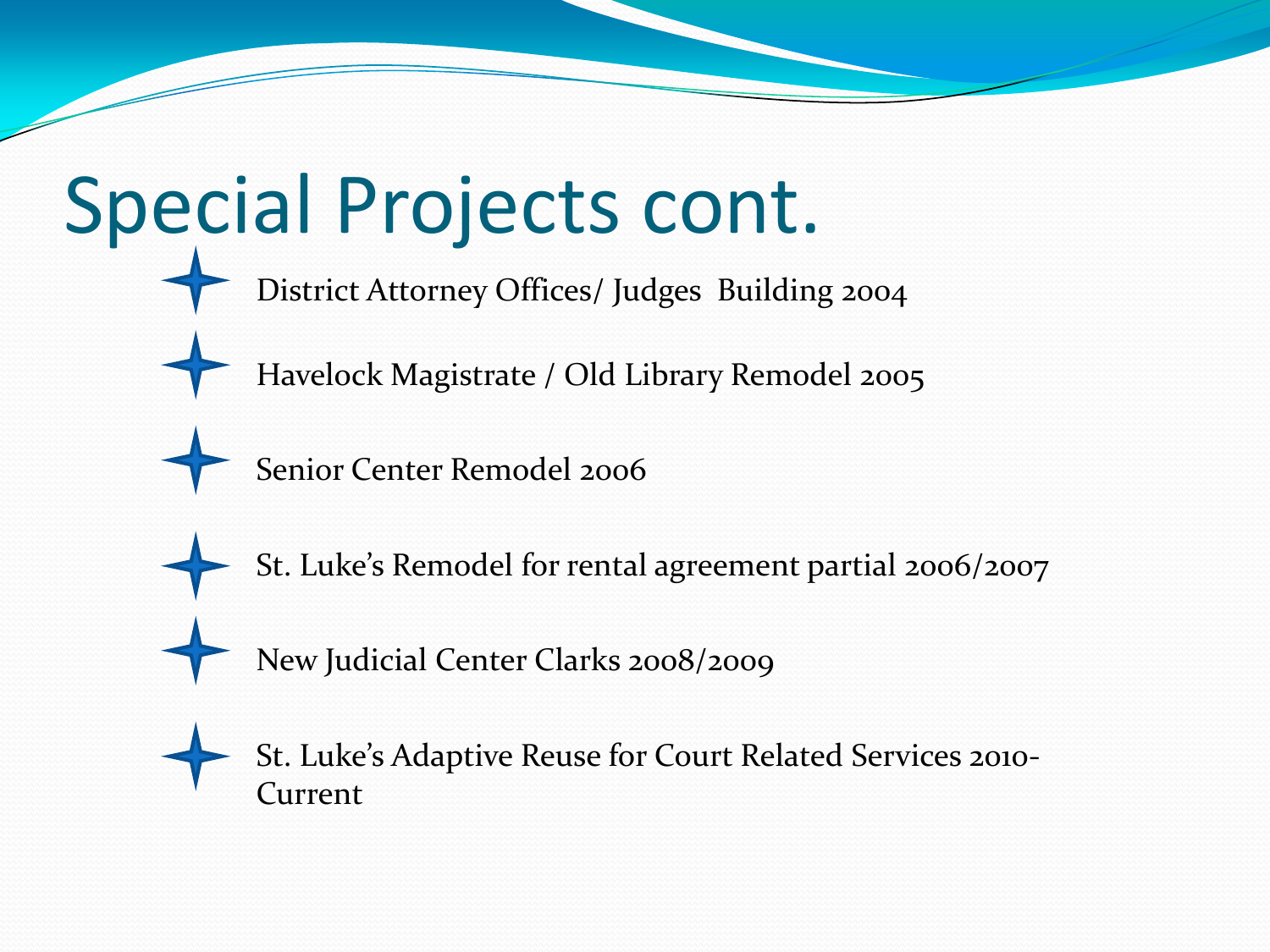# Special Projects cont.

- District Attorney Offices/ Judges  Building 2004
- Havelock Magistrate / Old Library Remodel 2005
- Senior Center Remodel 2006
- St. Luke's Remodel for rental agreement partial 2006/2007
- New Judicial Center Clarks 2008/2009
- St. Luke's Adaptive Reuse for Court Related Services 2010-Current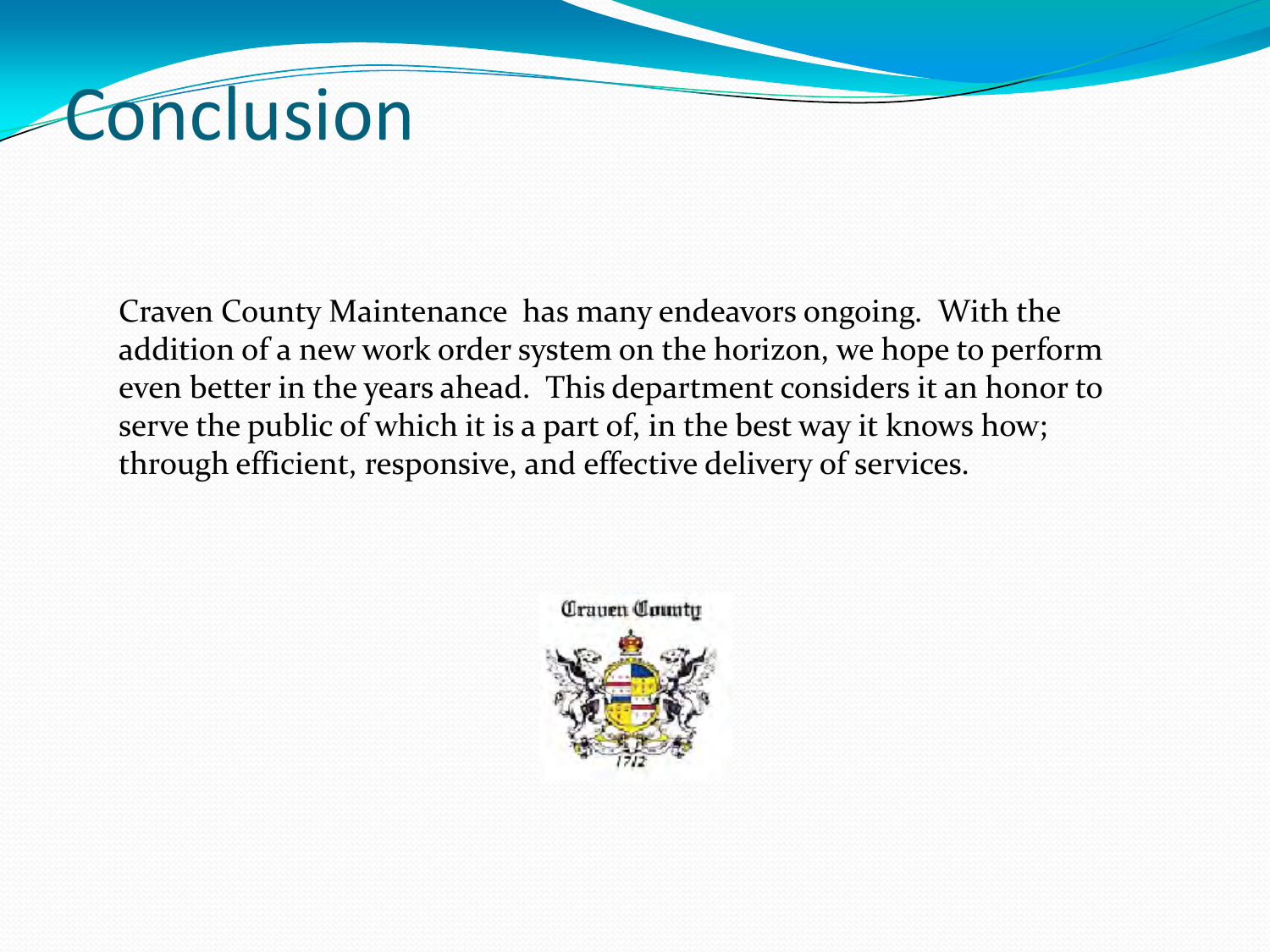# Conclusion

Craven County Maintenance has many endeavors ongoing. With the addition of a new work order system on the horizon, we hope to perform even better in the years ahead. This department considers it an honor to serve the public of which it is a part of, in the best way it knows how; through efficient, responsive, and effective delivery of services.